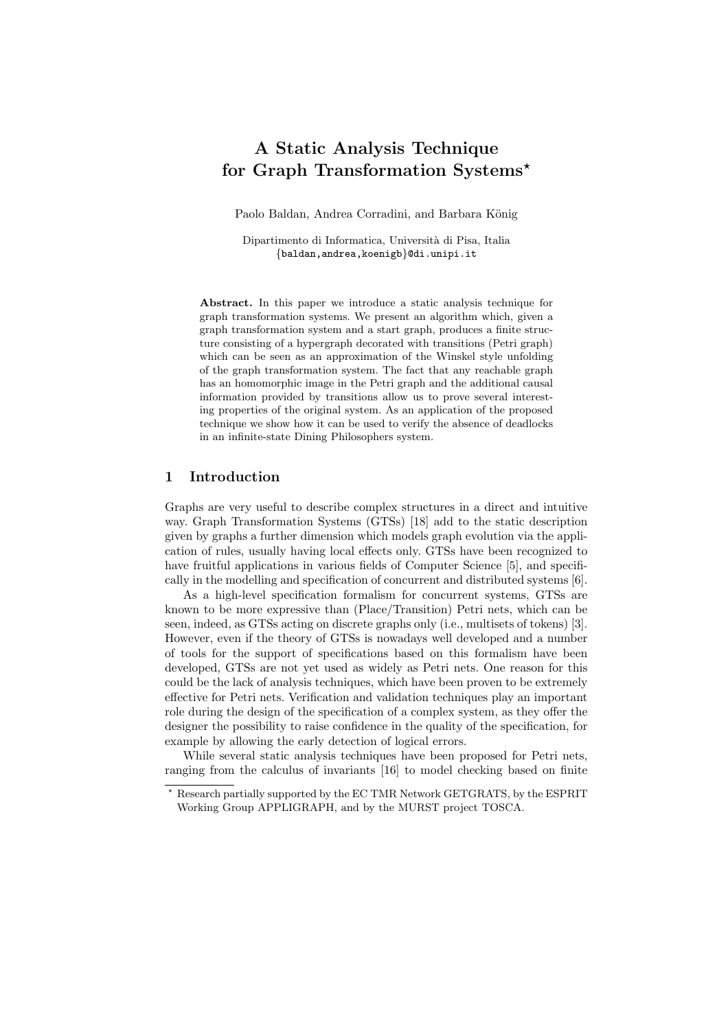# A Static Analysis Technique for Graph Transformation Systems*

Paolo Baldan, Andrea Corradini, and Barbara König

Dipartimento di Informatica, Università di Pisa, Italia
{baldan,andrea,koenigb}@di.unipi.it

**Abstract.** In this paper we introduce a static analysis technique for graph transformation systems. We present an algorithm which, given a graph transformation system and a start graph, produces a finite structure consisting of a hypergraph decorated with transitions (Petri graph) which can be seen as an approximation of the Winskel style unfolding of the graph transformation system. The fact that any reachable graph has an homomorphic image in the Petri graph and the additional causal information provided by transitions allow us to prove several interesting properties of the original system. As an application of the proposed technique we show how it can be used to verify the absence of deadlocks in an infinite-state Dining Philosophers system.

## 1 Introduction

Graphs are very useful to describe complex structures in a direct and intuitive way. Graph Transformation Systems (GTSs) [18] add to the static description given by graphs a further dimension which models graph evolution via the application of rules, usually having local effects only. GTSs have been recognized to have fruitful applications in various fields of Computer Science [5], and specifically in the modelling and specification of concurrent and distributed systems [6].

As a high-level specification formalism for concurrent systems, GTSs are known to be more expressive than (Place/Transition) Petri nets, which can be seen, indeed, as GTSs acting on discrete graphs only (i.e., multisets of tokens) [3]. However, even if the theory of GTSs is nowadays well developed and a number of tools for the support of specifications based on this formalism have been developed, GTSs are not yet used as widely as Petri nets. One reason for this could be the lack of analysis techniques, which have been proven to be extremely effective for Petri nets. Verification and validation techniques play an important role during the design of the specification of a complex system, as they offer the designer the possibility to raise confidence in the quality of the specification, for example by allowing the early detection of logical errors.

While several static analysis techniques have been proposed for Petri nets, ranging from the calculus of invariants [16] to model checking based on finite

* Research partially supported by the EC TMR Network GETGRATS, by the ESPRIT Working Group APPLIGRAPH, and by the MURST project TOSCA.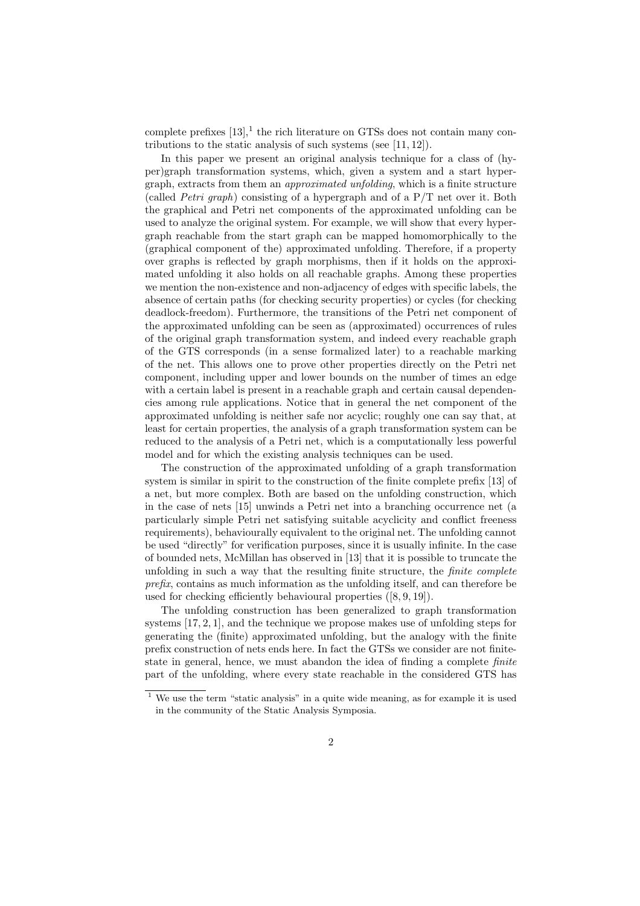complete prefixes [13],[1] the rich literature on GTSs does not contain many contributions to the static analysis of such systems (see [11, 12]).

In this paper we present an original analysis technique for a class of (hyper)graph transformation systems, which, given a system and a start hypergraph, extracts from them an *approximated unfolding*, which is a finite structure (called *Petri graph*) consisting of a hypergraph and of a P/T net over it. Both the graphical and Petri net components of the approximated unfolding can be used to analyze the original system. For example, we will show that every hypergraph reachable from the start graph can be mapped homomorphically to the (graphical component of the) approximated unfolding. Therefore, if a property over graphs is reflected by graph morphisms, then if it holds on the approximated unfolding it also holds on all reachable graphs. Among these properties we mention the non-existence and non-adjacency of edges with specific labels, the absence of certain paths (for checking security properties) or cycles (for checking deadlock-freedom). Furthermore, the transitions of the Petri net component of the approximated unfolding can be seen as (approximated) occurrences of rules of the original graph transformation system, and indeed every reachable graph of the GTS corresponds (in a sense formalized later) to a reachable marking of the net. This allows one to prove other properties directly on the Petri net component, including upper and lower bounds on the number of times an edge with a certain label is present in a reachable graph and certain causal dependencies among rule applications. Notice that in general the net component of the approximated unfolding is neither safe nor acyclic; roughly one can say that, at least for certain properties, the analysis of a graph transformation system can be reduced to the analysis of a Petri net, which is a computationally less powerful model and for which the existing analysis techniques can be used.

The construction of the approximated unfolding of a graph transformation system is similar in spirit to the construction of the finite complete prefix [13] of a net, but more complex. Both are based on the unfolding construction, which in the case of nets [15] unwinds a Petri net into a branching occurrence net (a particularly simple Petri net satisfying suitable acyclicity and conflict freeness requirements), behaviourally equivalent to the original net. The unfolding cannot be used "directly" for verification purposes, since it is usually infinite. In the case of bounded nets, McMillan has observed in [13] that it is possible to truncate the unfolding in such a way that the resulting finite structure, the *finite complete prefix*, contains as much information as the unfolding itself, and can therefore be used for checking efficiently behavioural properties ([8, 9, 19]).

The unfolding construction has been generalized to graph transformation systems [17, 2, 1], and the technique we propose makes use of unfolding steps for generating the (finite) approximated unfolding, but the analogy with the finite prefix construction of nets ends here. In fact the GTSs we consider are not finite-state in general, hence, we must abandon the idea of finding a complete *finite* part of the unfolding, where every state reachable in the considered GTS has

[1] We use the term "static analysis" in a quite wide meaning, as for example it is used in the community of the Static Analysis Symposia.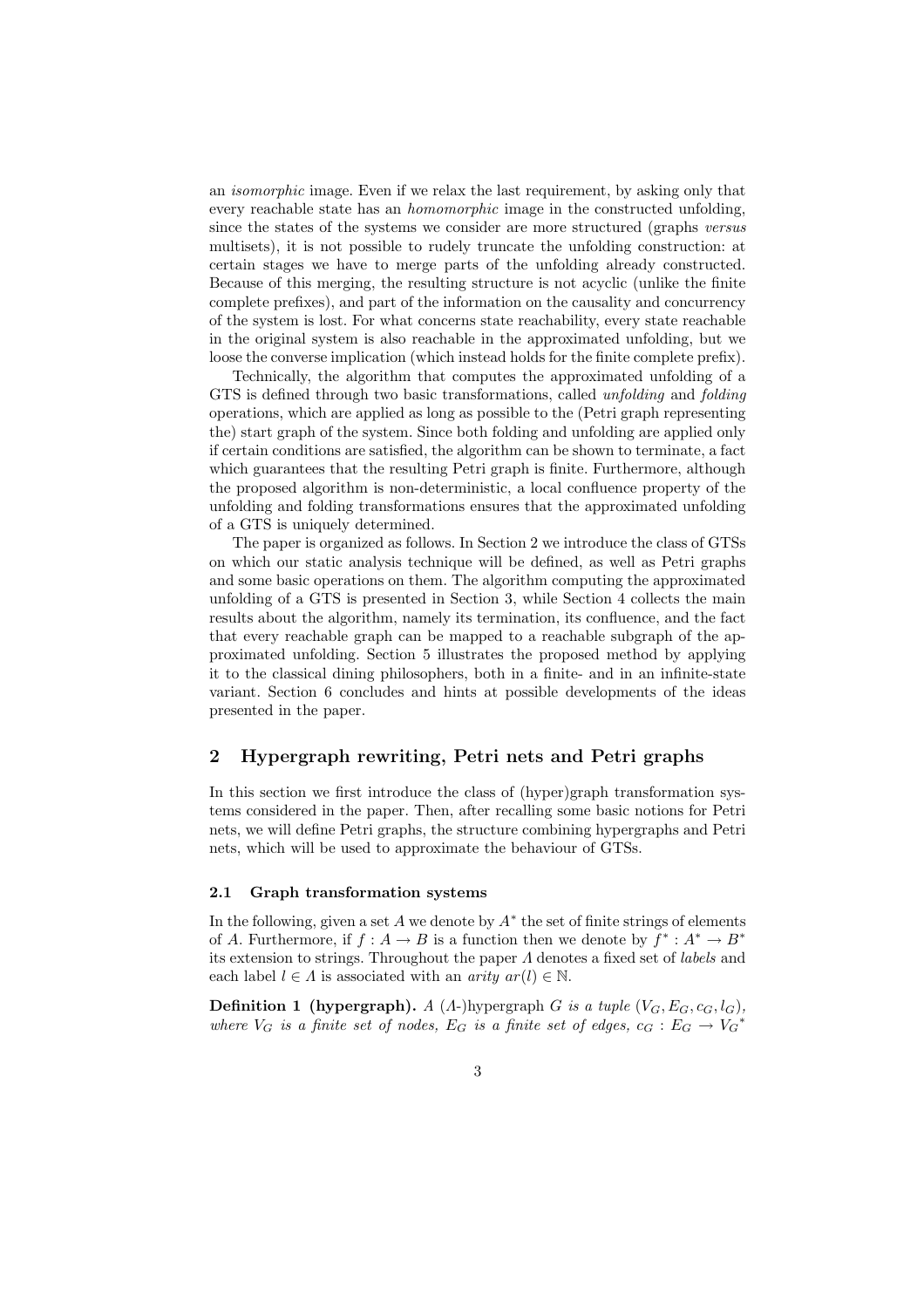an *isomorphic* image. Even if we relax the last requirement, by asking only that every reachable state has an *homomorphic* image in the constructed unfolding, since the states of the systems we consider are more structured (graphs *versus* multisets), it is not possible to rudely truncate the unfolding construction: at certain stages we have to merge parts of the unfolding already constructed. Because of this merging, the resulting structure is not acyclic (unlike the finite complete prefixes), and part of the information on the causality and concurrency of the system is lost. For what concerns state reachability, every state reachable in the original system is also reachable in the approximated unfolding, but we loose the converse implication (which instead holds for the finite complete prefix).

Technically, the algorithm that computes the approximated unfolding of a GTS is defined through two basic transformations, called *unfolding* and *folding* operations, which are applied as long as possible to the (Petri graph representing the) start graph of the system. Since both folding and unfolding are applied only if certain conditions are satisfied, the algorithm can be shown to terminate, a fact which guarantees that the resulting Petri graph is finite. Furthermore, although the proposed algorithm is non-deterministic, a local confluence property of the unfolding and folding transformations ensures that the approximated unfolding of a GTS is uniquely determined.

The paper is organized as follows. In Section 2 we introduce the class of GTSs on which our static analysis technique will be defined, as well as Petri graphs and some basic operations on them. The algorithm computing the approximated unfolding of a GTS is presented in Section 3, while Section 4 collects the main results about the algorithm, namely its termination, its confluence, and the fact that every reachable graph can be mapped to a reachable subgraph of the approximated unfolding. Section 5 illustrates the proposed method by applying it to the classical dining philosophers, both in a finite- and in an infinite-state variant. Section 6 concludes and hints at possible developments of the ideas presented in the paper.

## 2 Hypergraph rewriting, Petri nets and Petri graphs

In this section we first introduce the class of (hyper)graph transformation systems considered in the paper. Then, after recalling some basic notions for Petri nets, we will define Petri graphs, the structure combining hypergraphs and Petri nets, which will be used to approximate the behaviour of GTSs.

### 2.1 Graph transformation systems

In the following, given a set $A$ we denote by $A^*$ the set of finite strings of elements of $A$. Furthermore, if $f : A \to B$ is a function then we denote by $f^* : A^* \to B^*$ its extension to strings. Throughout the paper $\Lambda$ denotes a fixed set of *labels* and each label $l \in \Lambda$ is associated with an *arity* $ar(l) \in \mathbb{N}$.

**Definition 1 (hypergraph).** *A ($\Lambda$-)hypergraph $G$ is a tuple $(V_G, E_G, c_G, l_G)$, where $V_G$ is a finite set of nodes, $E_G$ is a finite set of edges, $c_G : E_G \to {V_G}^*$*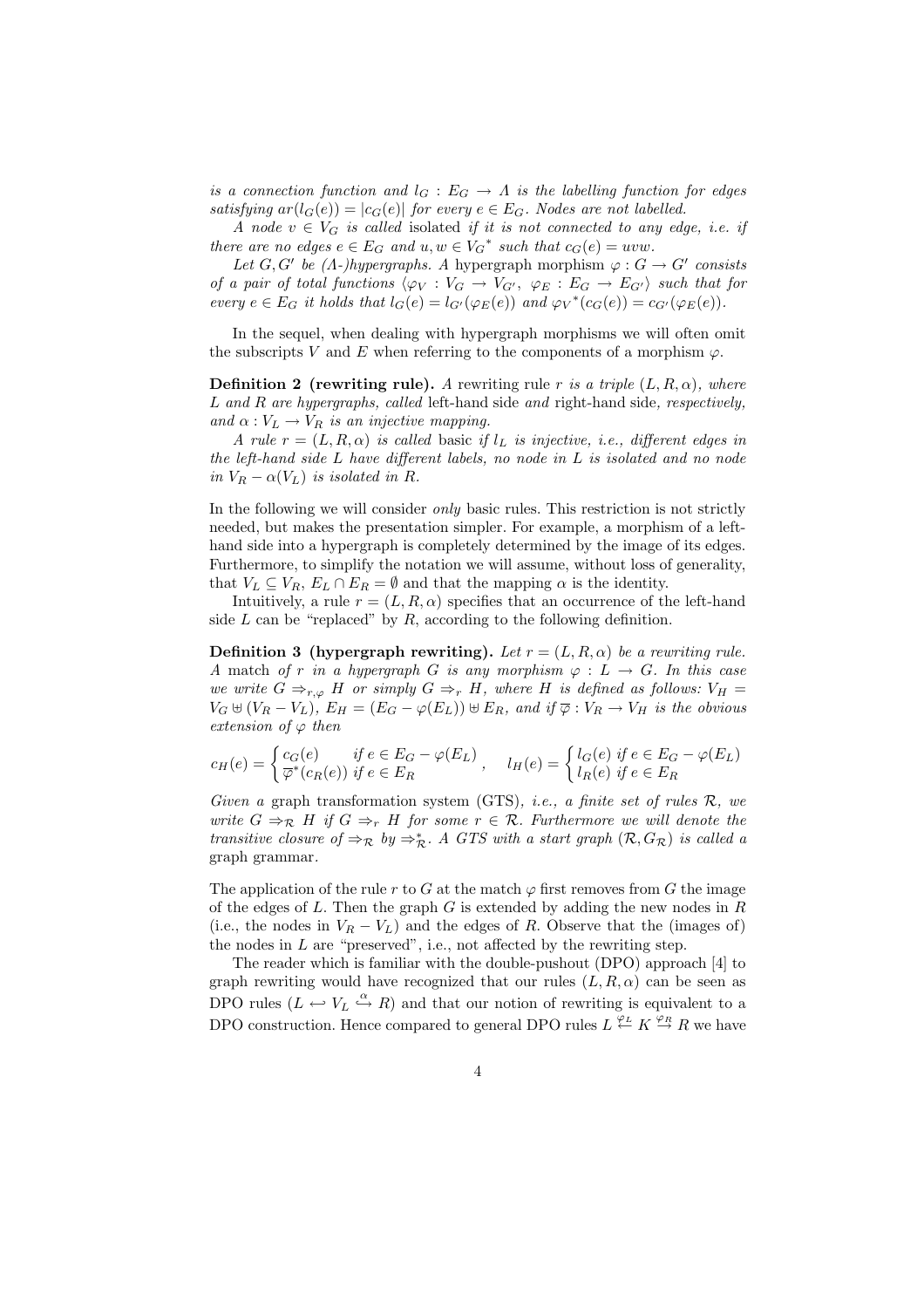*is a connection function and* $l_G : E_G \to \Lambda$ *is the labelling function for edges satisfying* $ar(l_G(e)) = |c_G(e)|$ *for every* $e \in E_G$*. Nodes are not labelled.*

*A node* $v \in V_G$ *is called* isolated *if it is not connected to any edge, i.e. if there are no edges* $e \in E_G$ *and* $u, w \in {V_G}^*$ *such that* $c_G(e) = uvw$*.*

*Let* $G, G'$ *be (*$\Lambda$*-)hypergraphs. A* hypergraph morphism $\varphi : G \to G'$ *consists of a pair of total functions* $\langle \varphi_V : V_G \to V_{G'},\ \varphi_E : E_G \to E_{G'} \rangle$ *such that for every* $e \in E_G$ *it holds that* $l_G(e) = l_{G'}(\varphi_E(e))$ *and* ${\varphi_V}^*(c_G(e)) = c_{G'}(\varphi_E(e))$*.*

In the sequel, when dealing with hypergraph morphisms we will often omit the subscripts $V$ and $E$ when referring to the components of a morphism $\varphi$.

**Definition 2 (rewriting rule).** *A* rewriting rule $r$ *is a triple* $(L, R, \alpha)$*, where* $L$ *and* $R$ *are hypergraphs, called* left-hand side *and* right-hand side*, respectively, and* $\alpha : V_L \to V_R$ *is an injective mapping.*

*A rule* $r = (L, R, \alpha)$ *is called* basic *if* $l_L$ *is injective, i.e., different edges in the left-hand side* $L$ *have different labels, no node in* $L$ *is isolated and no node in* $V_R - \alpha(V_L)$ *is isolated in* $R$*.*

In the following we will consider *only* basic rules. This restriction is not strictly needed, but makes the presentation simpler. For example, a morphism of a left-hand side into a hypergraph is completely determined by the image of its edges. Furthermore, to simplify the notation we will assume, without loss of generality, that $V_L \subseteq V_R$, $E_L \cap E_R = \emptyset$ and that the mapping $\alpha$ is the identity.

Intuitively, a rule $r = (L, R, \alpha)$ specifies that an occurrence of the left-hand side $L$ can be "replaced" by $R$, according to the following definition.

**Definition 3 (hypergraph rewriting).** *Let* $r = (L, R, \alpha)$ *be a rewriting rule. A* match *of* $r$ *in a hypergraph* $G$ *is any morphism* $\varphi : L \to G$*. In this case we write* $G \Rightarrow_{r,\varphi} H$ *or simply* $G \Rightarrow_r H$*, where* $H$ *is defined as follows:* $V_H = V_G \uplus (V_R - V_L)$*,* $E_H = (E_G - \varphi(E_L)) \uplus E_R$*, and if* $\overline{\varphi} : V_R \to V_H$ *is the obvious extension of* $\varphi$ *then*

$$c_H(e) = \begin{cases} c_G(e) & \text{if } e \in E_G - \varphi(E_L) \\ \overline{\varphi}^*(c_R(e)) & \text{if } e \in E_R \end{cases}, \quad l_H(e) = \begin{cases} l_G(e) & \text{if } e \in E_G - \varphi(E_L) \\ l_R(e) & \text{if } e \in E_R \end{cases}$$

*Given a* graph transformation system (GTS)*, i.e., a finite set of rules* $\mathcal{R}$*, we write* $G \Rightarrow_{\mathcal{R}} H$ *if* $G \Rightarrow_r H$ *for some* $r \in \mathcal{R}$*. Furthermore we will denote the transitive closure of* $\Rightarrow_{\mathcal{R}}$ *by* $\Rightarrow_{\mathcal{R}}^*$*. A GTS with a start graph* $(\mathcal{R}, G_{\mathcal{R}})$ *is called a* graph grammar*.*

The application of the rule $r$ to $G$ at the match $\varphi$ first removes from $G$ the image of the edges of $L$. Then the graph $G$ is extended by adding the new nodes in $R$ (i.e., the nodes in $V_R - V_L$) and the edges of $R$. Observe that the (images of) the nodes in $L$ are "preserved", i.e., not affected by the rewriting step.

The reader which is familiar with the double-pushout (DPO) approach [4] to graph rewriting would have recognized that our rules $(L, R, \alpha)$ can be seen as DPO rules $(L \hookleftarrow V_L \overset{\alpha}{\hookrightarrow} R)$ and that our notion of rewriting is equivalent to a DPO construction. Hence compared to general DPO rules $L \overset{\varphi_L}{\leftarrow} K \overset{\varphi_R}{\to} R$ we have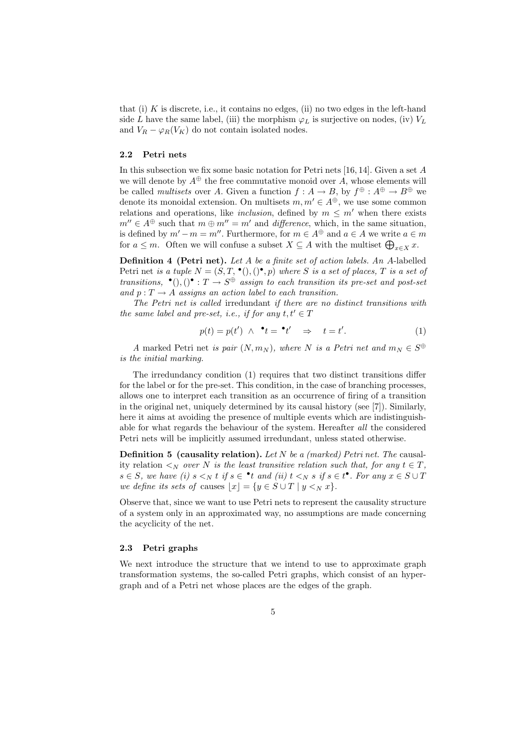that (i) $K$ is discrete, i.e., it contains no edges, (ii) no two edges in the left-hand side $L$ have the same label, (iii) the morphism $\varphi_L$ is surjective on nodes, (iv) $V_L$ and $V_R - \varphi_R(V_K)$ do not contain isolated nodes.

### 2.2 Petri nets

In this subsection we fix some basic notation for Petri nets [16, 14]. Given a set $A$ we will denote by $A^\oplus$ the free commutative monoid over $A$, whose elements will be called *multisets* over $A$. Given a function $f : A \to B$, by $f^\oplus : A^\oplus \to B^\oplus$ we denote its monoidal extension. On multisets $m, m' \in A^\oplus$, we use some common relations and operations, like *inclusion*, defined by $m \leq m'$ when there exists $m'' \in A^\oplus$ such that $m \oplus m'' = m'$ and *difference*, which, in the same situation, is defined by $m' - m = m''$. Furthermore, for $m \in A^\oplus$ and $a \in A$ we write $a \in m$ for $a \leq m$. Often we will confuse a subset $X \subseteq A$ with the multiset $\bigoplus_{x \in X} x$.

**Definition 4 (Petri net).** *Let $A$ be a finite set of action labels. An $A$-labelled* Petri net *is a tuple $N = (S, T, {}^\bullet(), ()^\bullet, p)$ where $S$ is a set of places, $T$ is a set of transitions, ${}^\bullet(), ()^\bullet : T \to S^\oplus$ assign to each transition its pre-set and post-set and $p : T \to A$ assigns an action label to each transition.*

*The Petri net is called* irredundant *if there are no distinct transitions with the same label and pre-set, i.e., if for any $t, t' \in T$*

$$p(t) = p(t') \ \wedge \ {}^\bullet t = {}^\bullet t' \quad \Rightarrow \quad t = t'. \tag{1}$$

*A* marked Petri net *is pair $(N, m_N)$, where $N$ is a Petri net and $m_N \in S^\oplus$ is the initial marking.*

The irredundancy condition (1) requires that two distinct transitions differ for the label or for the pre-set. This condition, in the case of branching processes, allows one to interpret each transition as an occurrence of firing of a transition in the original net, uniquely determined by its causal history (see [7]). Similarly, here it aims at avoiding the presence of multiple events which are indistinguishable for what regards the behaviour of the system. Hereafter *all* the considered Petri nets will be implicitly assumed irredundant, unless stated otherwise.

**Definition 5 (causality relation).** *Let $N$ be a (marked) Petri net. The* causality relation *$<_N$ over $N$ is the least transitive relation such that, for any $t \in T$, $s \in S$, we have (i) $s <_N t$ if $s \in {}^\bullet t$ and (ii) $t <_N s$ if $s \in t^\bullet$. For any $x \in S \cup T$ we define its sets of* causes *$\lfloor x \rfloor = \{y \in S \cup T \mid y <_N x\}$.*

Observe that, since we want to use Petri nets to represent the causality structure of a system only in an approximated way, no assumptions are made concerning the acyclicity of the net.

### 2.3 Petri graphs

We next introduce the structure that we intend to use to approximate graph transformation systems, the so-called Petri graphs, which consist of an hypergraph and of a Petri net whose places are the edges of the graph.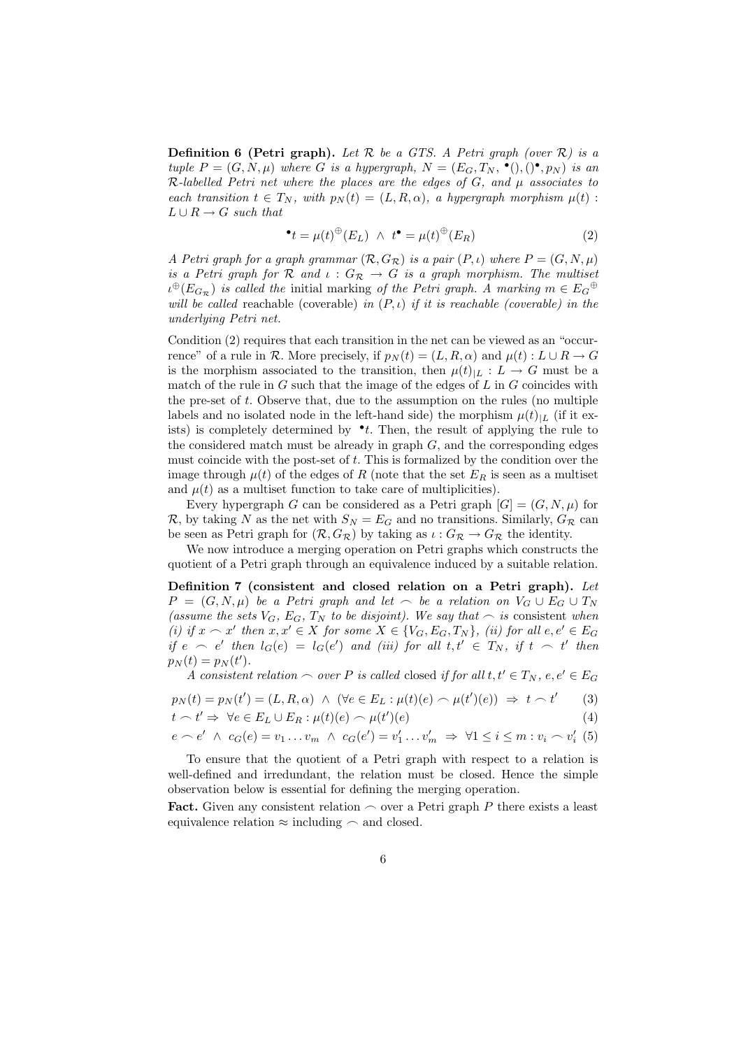**Definition 6 (Petri graph).** *Let $\mathcal{R}$ be a GTS. A Petri graph (over $\mathcal{R}$) is a tuple $P = (G, N, \mu)$ where $G$ is a hypergraph, $N = (E_G, T_N, {}^\bullet(), ()^\bullet, p_N)$ is an $\mathcal{R}$-labelled Petri net where the places are the edges of $G$, and $\mu$ associates to each transition $t \in T_N$, with $p_N(t) = (L, R, \alpha)$, a hypergraph morphism $\mu(t) : L \cup R \to G$ such that*

$$ {}^\bullet t = \mu(t)^\oplus(E_L) \ \wedge \ t^\bullet = \mu(t)^\oplus(E_R) \tag{2} $$

*A Petri graph for a graph grammar $(\mathcal{R}, G_\mathcal{R})$ is a pair $(P, \iota)$ where $P = (G, N, \mu)$ is a Petri graph for $\mathcal{R}$ and $\iota : G_\mathcal{R} \to G$ is a graph morphism. The multiset $\iota^\oplus(E_{G_\mathcal{R}})$ is called the* initial marking *of the Petri graph. A marking $m \in E_G{}^\oplus$ will be called* reachable *(*coverable*) in $(P, \iota)$ if it is reachable (coverable) in the underlying Petri net.*

Condition (2) requires that each transition in the net can be viewed as an "occurrence" of a rule in $\mathcal{R}$. More precisely, if $p_N(t) = (L, R, \alpha)$ and $\mu(t) : L \cup R \to G$ is the morphism associated to the transition, then $\mu(t)_{|L} : L \to G$ must be a match of the rule in $G$ such that the image of the edges of $L$ in $G$ coincides with the pre-set of $t$. Observe that, due to the assumption on the rules (no multiple labels and no isolated node in the left-hand side) the morphism $\mu(t)_{|L}$ (if it exists) is completely determined by ${}^\bullet t$. Then, the result of applying the rule to the considered match must be already in graph $G$, and the corresponding edges must coincide with the post-set of $t$. This is formalized by the condition over the image through $\mu(t)$ of the edges of $R$ (note that the set $E_R$ is seen as a multiset and $\mu(t)$ as a multiset function to take care of multiplicities).

Every hypergraph $G$ can be considered as a Petri graph $[G] = (G, N, \mu)$ for $\mathcal{R}$, by taking $N$ as the net with $S_N = E_G$ and no transitions. Similarly, $G_\mathcal{R}$ can be seen as Petri graph for $(\mathcal{R}, G_\mathcal{R})$ by taking as $\iota : G_\mathcal{R} \to G_\mathcal{R}$ the identity.

We now introduce a merging operation on Petri graphs which constructs the quotient of a Petri graph through an equivalence induced by a suitable relation.

**Definition 7 (consistent and closed relation on a Petri graph).** *Let $P = (G, N, \mu)$ be a Petri graph and let $\frown$ be a relation on $V_G \cup E_G \cup T_N$ (assume the sets $V_G$, $E_G$, $T_N$ to be disjoint). We say that $\frown$ is* consistent *when (i) if $x \frown x'$ then $x, x' \in X$ for some $X \in \{V_G, E_G, T_N\}$, (ii) for all $e, e' \in E_G$ if $e \frown e'$ then $l_G(e) = l_G(e')$ and (iii) for all $t, t' \in T_N$, if $t \frown t'$ then $p_N(t) = p_N(t')$.*

*A consistent relation $\frown$ over $P$ is called* closed *if for all $t, t' \in T_N$, $e, e' \in E_G$*

$$ p_N(t) = p_N(t') = (L, R, \alpha) \ \wedge \ (\forall e \in E_L : \mu(t)(e) \frown \mu(t')(e)) \ \Rightarrow \ t \frown t' \tag{3} $$

$$ t \frown t' \Rightarrow \ \forall e \in E_L \cup E_R : \mu(t)(e) \frown \mu(t')(e) \tag{4} $$

$$ e \frown e' \ \wedge \ c_G(e) = v_1 \dots v_m \ \wedge \ c_G(e') = v'_1 \dots v'_m \ \Rightarrow \ \forall 1 \le i \le m : v_i \frown v'_i \tag{5} $$

To ensure that the quotient of a Petri graph with respect to a relation is well-defined and irredundant, the relation must be closed. Hence the simple observation below is essential for defining the merging operation.

**Fact.** Given any consistent relation $\frown$ over a Petri graph $P$ there exists a least equivalence relation $\approx$ including $\frown$ and closed.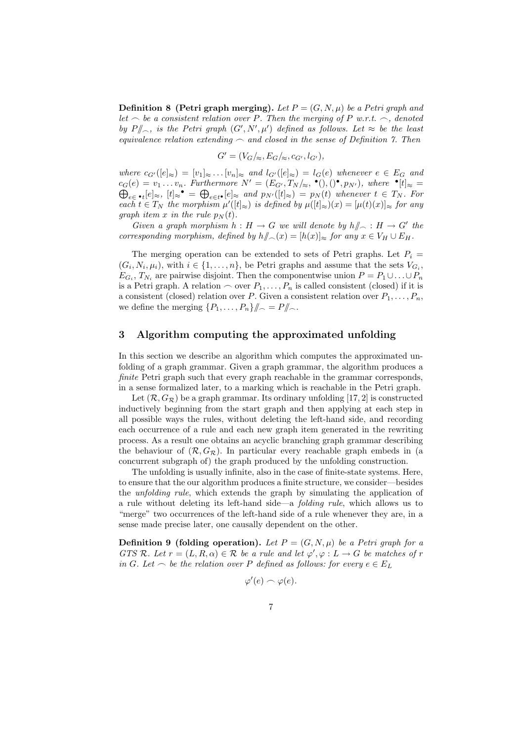**Definition 8 (Petri graph merging).** *Let $P = (G, N, \mu)$ be a Petri graph and let $\frown$ be a consistent relation over $P$. Then the merging of $P$ w.r.t. $\frown$, denoted by $P/\!\!/_{\frown}$, is the Petri graph $(G', N', \mu')$ defined as follows. Let $\approx$ be the least equivalence relation extending $\frown$ and closed in the sense of Definition 7. Then*

$$G' = (V_G/_{\approx}, E_G/_{\approx}, c_{G'}, l_{G'}),$$

*where $c_{G'}([e]_{\approx}) = [v_1]_{\approx} \dots [v_n]_{\approx}$ and $l_{G'}([e]_{\approx}) = l_G(e)$ whenever $e \in E_G$ and $c_G(e) = v_1 \dots v_n$. Furthermore $N' = (E_{G'}, T_N/_{\approx}, {}^\bullet(), ()^\bullet, p_{N'})$, where ${}^\bullet[t]_{\approx} = \bigoplus_{e \in {}^\bullet t} [e]_{\approx}$, $[t]_{\approx}{}^\bullet = \bigoplus_{e \in t^\bullet} [e]_{\approx}$ and $p_{N'}([t]_{\approx}) = p_N(t)$ whenever $t \in T_N$. For each $t \in T_N$ the morphism $\mu'([t]_{\approx})$ is defined by $\mu([t]_{\approx})(x) = [\mu(t)(x)]_{\approx}$ for any graph item $x$ in the rule $p_N(t)$.*

*Given a graph morphism $h : H \to G$ we will denote by $h/\!\!/_{\frown} : H \to G'$ the corresponding morphism, defined by $h/\!\!/_{\frown}(x) = [h(x)]_{\approx}$ for any $x \in V_H \cup E_H$.*

The merging operation can be extended to sets of Petri graphs. Let $P_i = (G_i, N_i, \mu_i)$, with $i \in \{1, \dots, n\}$, be Petri graphs and assume that the sets $V_{G_i}$, $E_{G_i}$, $T_{N_i}$ are pairwise disjoint. Then the componentwise union $P = P_1 \cup \dots \cup P_n$ is a Petri graph. A relation $\frown$ over $P_1, \dots, P_n$ is called consistent (closed) if it is a consistent (closed) relation over $P$. Given a consistent relation over $P_1, \dots, P_n$, we define the merging $\{P_1, \dots, P_n\}/\!\!/_{\frown} = P/\!\!/_{\frown}$.

## 3 Algorithm computing the approximated unfolding

In this section we describe an algorithm which computes the approximated unfolding of a graph grammar. Given a graph grammar, the algorithm produces a *finite* Petri graph such that every graph reachable in the grammar corresponds, in a sense formalized later, to a marking which is reachable in the Petri graph.

Let $(\mathcal{R}, G_{\mathcal{R}})$ be a graph grammar. Its ordinary unfolding [17, 2] is constructed inductively beginning from the start graph and then applying at each step in all possible ways the rules, without deleting the left-hand side, and recording each occurrence of a rule and each new graph item generated in the rewriting process. As a result one obtains an acyclic branching graph grammar describing the behaviour of $(\mathcal{R}, G_{\mathcal{R}})$. In particular every reachable graph embeds in (a concurrent subgraph of) the graph produced by the unfolding construction.

The unfolding is usually infinite, also in the case of finite-state systems. Here, to ensure that the our algorithm produces a finite structure, we consider—besides the *unfolding rule*, which extends the graph by simulating the application of a rule without deleting its left-hand side—a *folding rule*, which allows us to "merge" two occurrences of the left-hand side of a rule whenever they are, in a sense made precise later, one causally dependent on the other.

**Definition 9 (folding operation).** *Let $P = (G, N, \mu)$ be a Petri graph for a GTS $\mathcal{R}$. Let $r = (L, R, \alpha) \in \mathcal{R}$ be a rule and let $\varphi', \varphi : L \to G$ be matches of $r$ in $G$. Let $\frown$ be the relation over $P$ defined as follows: for every $e \in E_L$*

$$\varphi'(e) \frown \varphi(e).$$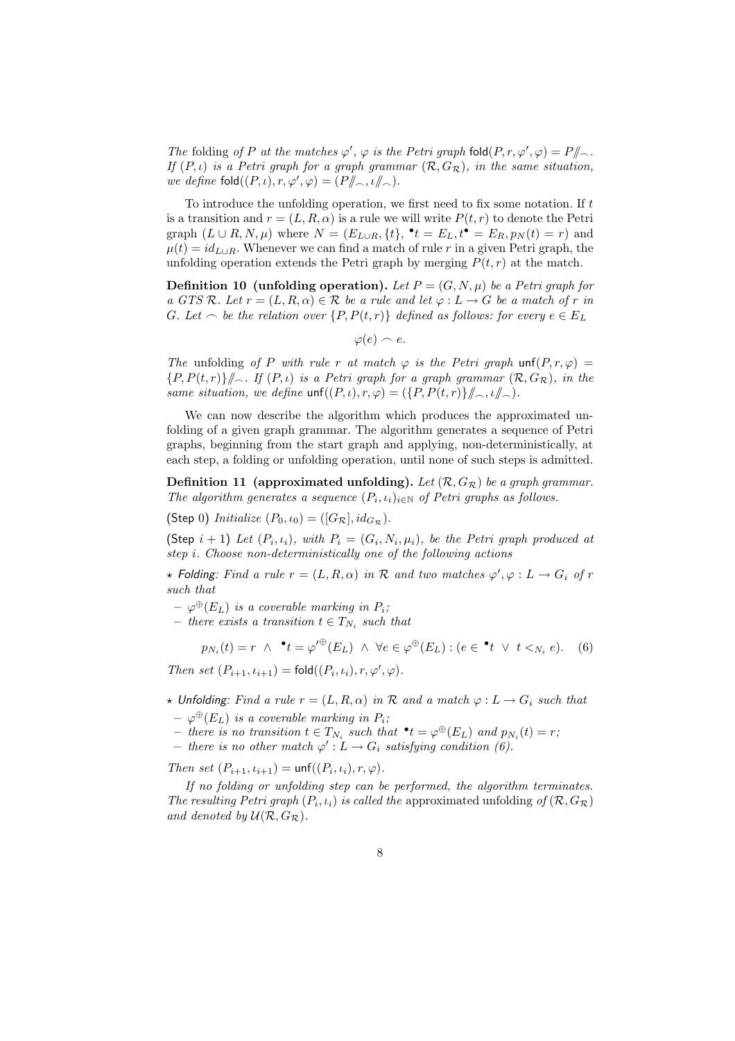*The* folding *of $P$ at the matches $\varphi'$, $\varphi$ is the Petri graph $\mathsf{fold}(P, r, \varphi', \varphi) = P/\!\!/_{\frown}$. If $(P, \iota)$ is a Petri graph for a graph grammar $(\mathcal{R}, G_{\mathcal{R}})$, in the same situation, we define $\mathsf{fold}((P, \iota), r, \varphi', \varphi) = (P/\!\!/_{\frown}, \iota/\!\!/_{\frown})$.*

To introduce the unfolding operation, we first need to fix some notation. If $t$ is a transition and $r = (L, R, \alpha)$ is a rule we will write $P(t, r)$ to denote the Petri graph $(L \cup R, N, \mu)$ where $N = (E_{L\cup R}, \{t\}, {}^{\bullet}t = E_L, t^{\bullet} = E_R, p_N(t) = r)$ and $\mu(t) = id_{L\cup R}$. Whenever we can find a match of rule $r$ in a given Petri graph, the unfolding operation extends the Petri graph by merging $P(t, r)$ at the match.

**Definition 10 (unfolding operation).** *Let $P = (G, N, \mu)$ be a Petri graph for a GTS $\mathcal{R}$. Let $r = (L, R, \alpha) \in \mathcal{R}$ be a rule and let $\varphi : L \to G$ be a match of $r$ in $G$. Let $\frown$ be the relation over $\{P, P(t, r)\}$ defined as follows: for every $e \in E_L$*

$$\varphi(e) \frown e.$$

*The* unfolding *of $P$ with rule $r$ at match $\varphi$ is the Petri graph $\mathsf{unf}(P, r, \varphi) = \{P, P(t, r)\}/\!\!/_{\frown}$. If $(P, \iota)$ is a Petri graph for a graph grammar $(\mathcal{R}, G_{\mathcal{R}})$, in the same situation, we define $\mathsf{unf}((P, \iota), r, \varphi) = (\{P, P(t, r)\}/\!\!/_{\frown}, \iota/\!\!/_{\frown})$.*

We can now describe the algorithm which produces the approximated unfolding of a given graph grammar. The algorithm generates a sequence of Petri graphs, beginning from the start graph and applying, non-deterministically, at each step, a folding or unfolding operation, until none of such steps is admitted.

**Definition 11 (approximated unfolding).** *Let $(\mathcal{R}, G_{\mathcal{R}})$ be a graph grammar. The algorithm generates a sequence $(P_i, \iota_i)_{i\in\mathbb{N}}$ of Petri graphs as follows.*

(Step 0) *Initialize $(P_0, \iota_0) = ([G_{\mathcal{R}}], id_{G_{\mathcal{R}}})$.*

(Step $i + 1$) *Let $(P_i, \iota_i)$, with $P_i = (G_i, N_i, \mu_i)$, be the Petri graph produced at step $i$. Choose non-deterministically one of the following actions*

⋆ *Folding: Find a rule $r = (L, R, \alpha)$ in $\mathcal{R}$ and two matches $\varphi', \varphi : L \to G_i$ of $r$ such that*

- *$\varphi^{\oplus}(E_L)$ is a coverable marking in $P_i$;*
- *there exists a transition $t \in T_{N_i}$ such that*

$$p_{N_i}(t) = r \ \wedge \ {}^{\bullet}t = \varphi'^{\oplus}(E_L) \ \wedge \ \forall e \in \varphi^{\oplus}(E_L) : (e \in {}^{\bullet}t \ \vee \ t <_{N_i} e). \quad (6)$$

*Then set $(P_{i+1}, \iota_{i+1}) = \mathsf{fold}((P_i, \iota_i), r, \varphi', \varphi)$.*

⋆ *Unfolding: Find a rule $r = (L, R, \alpha)$ in $\mathcal{R}$ and a match $\varphi : L \to G_i$ such that*

- *$\varphi^{\oplus}(E_L)$ is a coverable marking in $P_i$;*
- *there is no transition $t \in T_{N_i}$ such that ${}^{\bullet}t = \varphi^{\oplus}(E_L)$ and $p_{N_i}(t) = r$;*
- *there is no other match $\varphi' : L \to G_i$ satisfying condition (6).*

*Then set $(P_{i+1}, \iota_{i+1}) = \mathsf{unf}((P_i, \iota_i), r, \varphi)$.*

*If no folding or unfolding step can be performed, the algorithm terminates. The resulting Petri graph $(P_i, \iota_i)$ is called the* approximated unfolding *of $(\mathcal{R}, G_{\mathcal{R}})$ and denoted by $\mathcal{U}(\mathcal{R}, G_{\mathcal{R}})$.*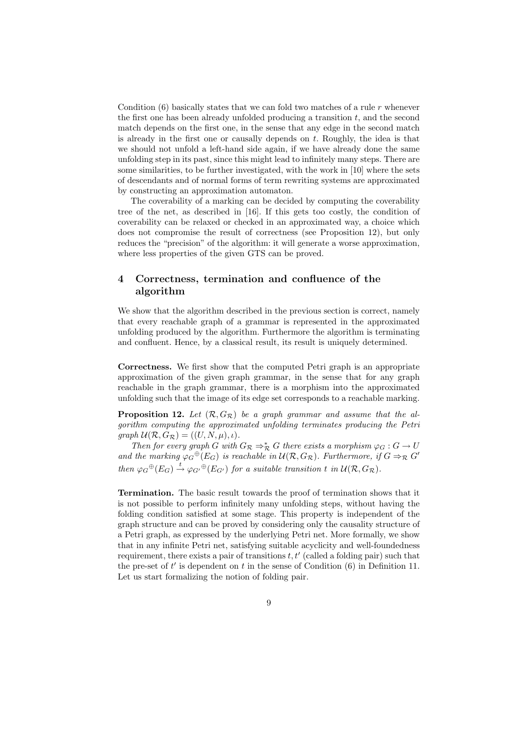Condition (6) basically states that we can fold two matches of a rule $r$ whenever the first one has been already unfolded producing a transition $t$, and the second match depends on the first one, in the sense that any edge in the second match is already in the first one or causally depends on $t$. Roughly, the idea is that we should not unfold a left-hand side again, if we have already done the same unfolding step in its past, since this might lead to infinitely many steps. There are some similarities, to be further investigated, with the work in [10] where the sets of descendants and of normal forms of term rewriting systems are approximated by constructing an approximation automaton.

The coverability of a marking can be decided by computing the coverability tree of the net, as described in [16]. If this gets too costly, the condition of coverability can be relaxed or checked in an approximated way, a choice which does not compromise the result of correctness (see Proposition 12), but only reduces the "precision" of the algorithm: it will generate a worse approximation, where less properties of the given GTS can be proved.

## 4 Correctness, termination and confluence of the algorithm

We show that the algorithm described in the previous section is correct, namely that every reachable graph of a grammar is represented in the approximated unfolding produced by the algorithm. Furthermore the algorithm is terminating and confluent. Hence, by a classical result, its result is uniquely determined.

**Correctness.** We first show that the computed Petri graph is an appropriate approximation of the given graph grammar, in the sense that for any graph reachable in the graph grammar, there is a morphism into the approximated unfolding such that the image of its edge set corresponds to a reachable marking.

**Proposition 12.** *Let $(\mathcal{R}, G_{\mathcal{R}})$ be a graph grammar and assume that the algorithm computing the approximated unfolding terminates producing the Petri graph $\mathcal{U}(\mathcal{R}, G_{\mathcal{R}}) = ((U, N, \mu), \iota)$.*

*Then for every graph $G$ with $G_{\mathcal{R}} \Rightarrow^*_{\mathcal{R}} G$ there exists a morphism $\varphi_G : G \to U$ and the marking ${\varphi_G}^{\oplus}(E_G)$ is reachable in $\mathcal{U}(\mathcal{R}, G_{\mathcal{R}})$. Furthermore, if $G \Rightarrow_{\mathcal{R}} G'$ then ${\varphi_G}^{\oplus}(E_G) \xrightarrow{t} {\varphi_{G'}}^{\oplus}(E_{G'})$ for a suitable transition $t$ in $\mathcal{U}(\mathcal{R}, G_{\mathcal{R}})$.*

**Termination.** The basic result towards the proof of termination shows that it is not possible to perform infinitely many unfolding steps, without having the folding condition satisfied at some stage. This property is independent of the graph structure and can be proved by considering only the causality structure of a Petri graph, as expressed by the underlying Petri net. More formally, we show that in any infinite Petri net, satisfying suitable acyclicity and well-foundedness requirement, there exists a pair of transitions $t, t'$ (called a folding pair) such that the pre-set of $t'$ is dependent on $t$ in the sense of Condition (6) in Definition 11. Let us start formalizing the notion of folding pair.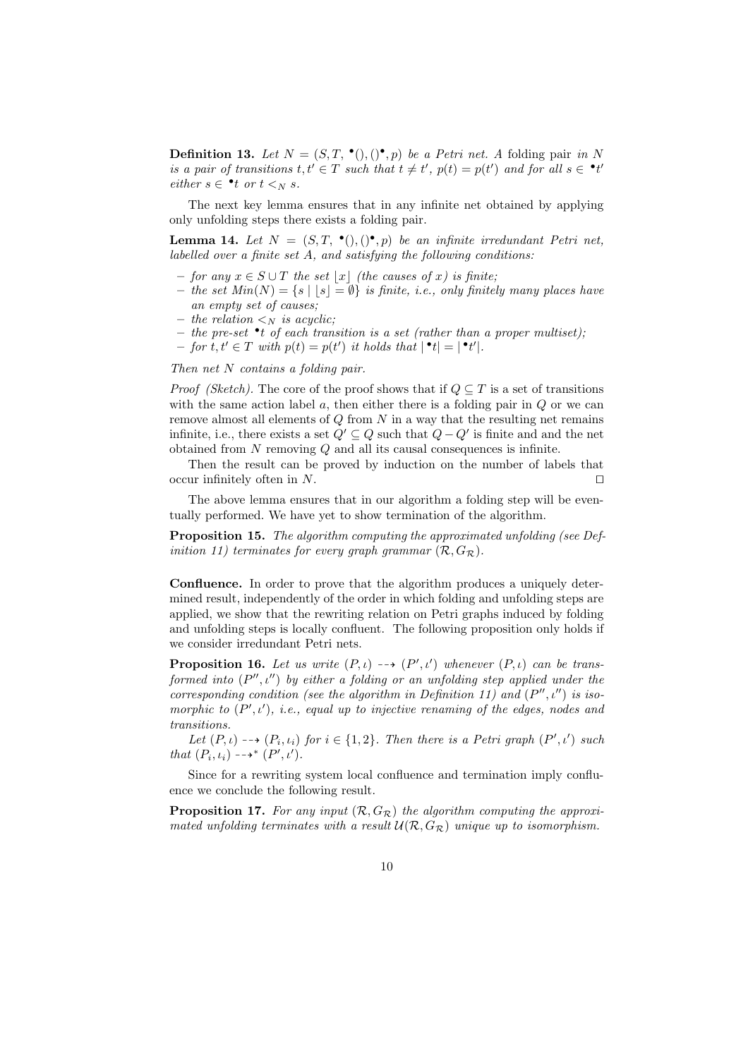**Definition 13.** *Let $N = (S, T, {}^\bullet(), ()^\bullet, p)$ be a Petri net. A* folding pair *in $N$ is a pair of transitions $t, t' \in T$ such that $t \neq t'$, $p(t) = p(t')$ and for all $s \in {}^\bullet t'$ either $s \in {}^\bullet t$ or $t <_N s$.*

The next key lemma ensures that in any infinite net obtained by applying only unfolding steps there exists a folding pair.

**Lemma 14.** *Let $N = (S, T, {}^\bullet(), ()^\bullet, p)$ be an infinite irredundant Petri net, labelled over a finite set $A$, and satisfying the following conditions:*

- *for any $x \in S \cup T$ the set $\lfloor x \rfloor$ (the causes of $x$) is finite;*
- *the set $Min(N) = \{s \mid \lfloor s \rfloor = \emptyset\}$ is finite, i.e., only finitely many places have an empty set of causes;*
- *the relation $<_N$ is acyclic;*
- *the pre-set ${}^\bullet t$ of each transition is a set (rather than a proper multiset);*
- *for $t, t' \in T$ with $p(t) = p(t')$ it holds that $|{}^\bullet t| = |{}^\bullet t'|$.*

*Then net $N$ contains a folding pair.*

*Proof (Sketch).* The core of the proof shows that if $Q \subseteq T$ is a set of transitions with the same action label $a$, then either there is a folding pair in $Q$ or we can remove almost all elements of $Q$ from $N$ in a way that the resulting net remains infinite, i.e., there exists a set $Q' \subseteq Q$ such that $Q - Q'$ is finite and and the net obtained from $N$ removing $Q$ and all its causal consequences is infinite.

Then the result can be proved by induction on the number of labels that occur infinitely often in $N$. $\square$

The above lemma ensures that in our algorithm a folding step will be eventually performed. We have yet to show termination of the algorithm.

**Proposition 15.** *The algorithm computing the approximated unfolding (see Definition 11) terminates for every graph grammar $(\mathcal{R}, G_\mathcal{R})$.*

**Confluence.** In order to prove that the algorithm produces a uniquely determined result, independently of the order in which folding and unfolding steps are applied, we show that the rewriting relation on Petri graphs induced by folding and unfolding steps is locally confluent. The following proposition only holds if we consider irredundant Petri nets.

**Proposition 16.** *Let us write $(P, \iota) \dashrightarrow (P', \iota')$ whenever $(P, \iota)$ can be transformed into $(P'', \iota'')$ by either a folding or an unfolding step applied under the corresponding condition (see the algorithm in Definition 11) and $(P'', \iota'')$ is isomorphic to $(P', \iota')$, i.e., equal up to injective renaming of the edges, nodes and transitions.*

*Let $(P, \iota) \dashrightarrow (P_i, \iota_i)$ for $i \in \{1, 2\}$. Then there is a Petri graph $(P', \iota')$ such that $(P_i, \iota_i) \dashrightarrow^* (P', \iota')$.*

Since for a rewriting system local confluence and termination imply confluence we conclude the following result.

**Proposition 17.** *For any input $(\mathcal{R}, G_\mathcal{R})$ the algorithm computing the approximated unfolding terminates with a result $\mathcal{U}(\mathcal{R}, G_\mathcal{R})$ unique up to isomorphism.*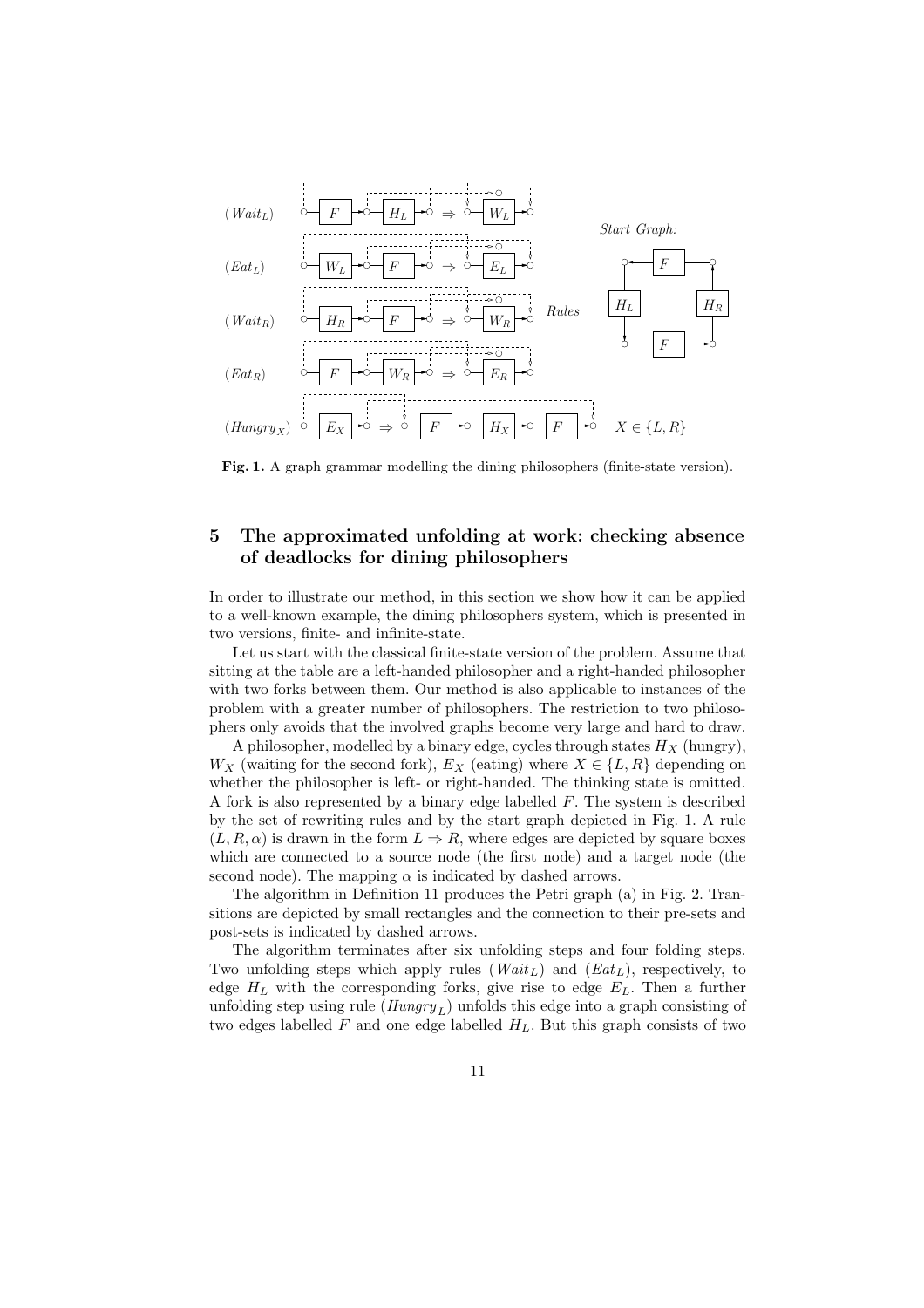**Fig. 1.** A graph grammar modelling the dining philosophers (finite-state version).

## 5 The approximated unfolding at work: checking absence of deadlocks for dining philosophers

In order to illustrate our method, in this section we show how it can be applied to a well-known example, the dining philosophers system, which is presented in two versions, finite- and infinite-state.

Let us start with the classical finite-state version of the problem. Assume that sitting at the table are a left-handed philosopher and a right-handed philosopher with two forks between them. Our method is also applicable to instances of the problem with a greater number of philosophers. The restriction to two philosophers only avoids that the involved graphs become very large and hard to draw.

A philosopher, modelled by a binary edge, cycles through states $H_X$ (hungry), $W_X$ (waiting for the second fork), $E_X$ (eating) where $X \in \{L, R\}$ depending on whether the philosopher is left- or right-handed. The thinking state is omitted. A fork is also represented by a binary edge labelled $F$. The system is described by the set of rewriting rules and by the start graph depicted in Fig. 1. A rule $(L, R, \alpha)$ is drawn in the form $L \Rightarrow R$, where edges are depicted by square boxes which are connected to a source node (the first node) and a target node (the second node). The mapping $\alpha$ is indicated by dashed arrows.

The algorithm in Definition 11 produces the Petri graph (a) in Fig. 2. Transitions are depicted by small rectangles and the connection to their pre-sets and post-sets is indicated by dashed arrows.

The algorithm terminates after six unfolding steps and four folding steps. Two unfolding steps which apply rules ($Wait_L$) and ($Eat_L$), respectively, to edge $H_L$ with the corresponding forks, give rise to edge $E_L$. Then a further unfolding step using rule ($Hungry_L$) unfolds this edge into a graph consisting of two edges labelled $F$ and one edge labelled $H_L$. But this graph consists of two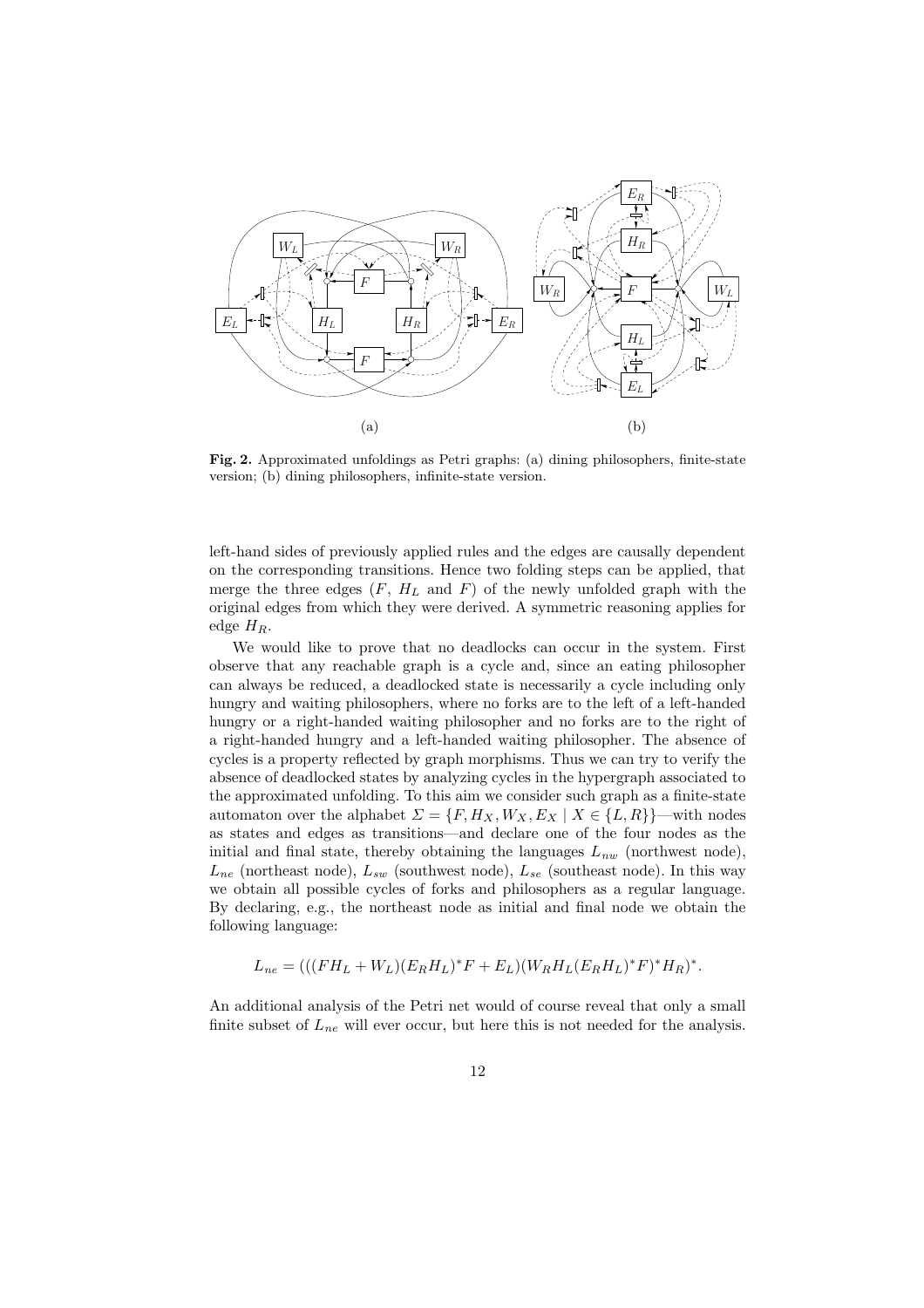**Fig. 2.** Approximated unfoldings as Petri graphs: (a) dining philosophers, finite-state version; (b) dining philosophers, infinite-state version.

left-hand sides of previously applied rules and the edges are causally dependent on the corresponding transitions. Hence two folding steps can be applied, that merge the three edges ($F$, $H_L$ and $F$) of the newly unfolded graph with the original edges from which they were derived. A symmetric reasoning applies for edge $H_R$.

We would like to prove that no deadlocks can occur in the system. First observe that any reachable graph is a cycle and, since an eating philosopher can always be reduced, a deadlocked state is necessarily a cycle including only hungry and waiting philosophers, where no forks are to the left of a left-handed hungry or a right-handed waiting philosopher and no forks are to the right of a right-handed hungry and a left-handed waiting philosopher. The absence of cycles is a property reflected by graph morphisms. Thus we can try to verify the absence of deadlocked states by analyzing cycles in the hypergraph associated to the approximated unfolding. To this aim we consider such graph as a finite-state automaton over the alphabet $\Sigma = \{F, H_X, W_X, E_X \mid X \in \{L, R\}\}$—with nodes as states and edges as transitions—and declare one of the four nodes as the initial and final state, thereby obtaining the languages $L_{nw}$ (northwest node), $L_{ne}$ (northeast node), $L_{sw}$ (southwest node), $L_{se}$ (southeast node). In this way we obtain all possible cycles of forks and philosophers as a regular language. By declaring, e.g., the northeast node as initial and final node we obtain the following language:

$$L_{ne} = (((FH_L + W_L)(E_R H_L)^* F + E_L)(W_R H_L (E_R H_L)^* F)^* H_R)^*.$$

An additional analysis of the Petri net would of course reveal that only a small finite subset of $L_{ne}$ will ever occur, but here this is not needed for the analysis.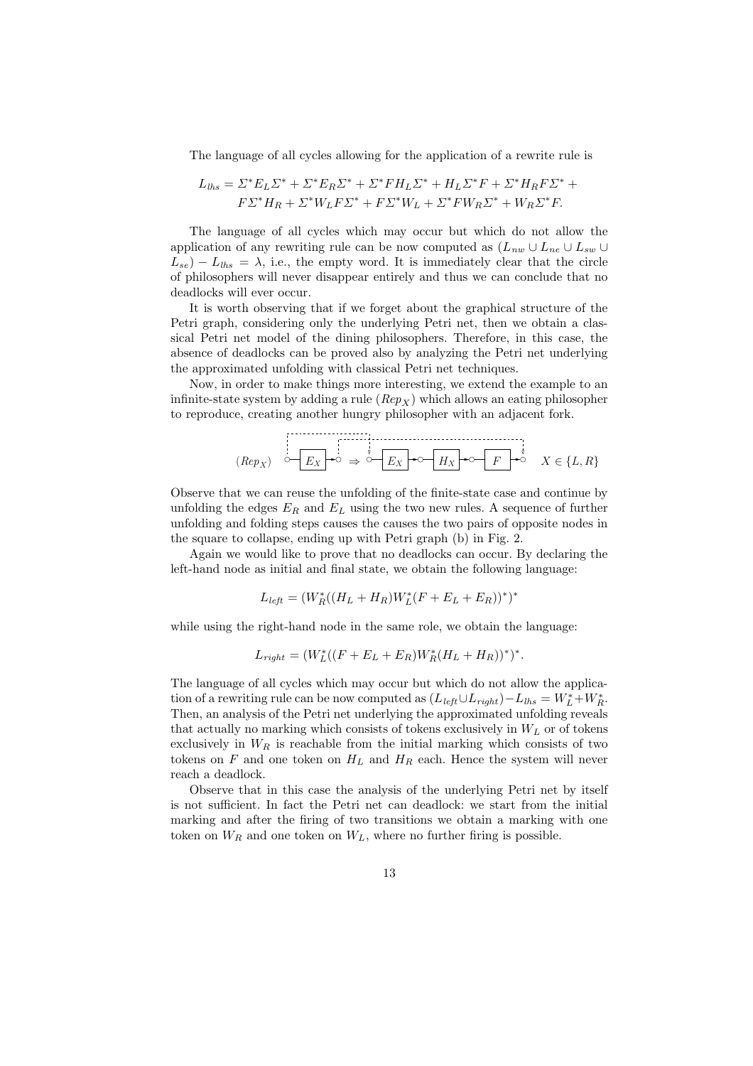The language of all cycles allowing for the application of a rewrite rule is

$$L_{lhs} = \Sigma^* E_L \Sigma^* + \Sigma^* E_R \Sigma^* + \Sigma^* F H_L \Sigma^* + H_L \Sigma^* F + \Sigma^* H_R F \Sigma^* + F\Sigma^* H_R + \Sigma^* W_L F \Sigma^* + F\Sigma^* W_L + \Sigma^* F W_R \Sigma^* + W_R \Sigma^* F.$$

The language of all cycles which may occur but which do not allow the application of any rewriting rule can be now computed as $(L_{nw} \cup L_{ne} \cup L_{sw} \cup L_{se}) - L_{lhs} = \lambda$, i.e., the empty word. It is immediately clear that the circle of philosophers will never disappear entirely and thus we can conclude that no deadlocks will ever occur.

It is worth observing that if we forget about the graphical structure of the Petri graph, considering only the underlying Petri net, then we obtain a classical Petri net model of the dining philosophers. Therefore, in this case, the absence of deadlocks can be proved also by analyzing the Petri net underlying the approximated unfolding with classical Petri net techniques.

Now, in order to make things more interesting, we extend the example to an infinite-state system by adding a rule $(Rep_X)$ which allows an eating philosopher to reproduce, creating another hungry philosopher with an adjacent fork.

$$(Rep_X) \quad \circ\!-\!\boxed{E_X}\!\rightarrow\!\circ \;\Rightarrow\; \circ\!-\!\boxed{E_X}\!\rightarrow\!\circ\!-\!\boxed{H_X}\!\rightarrow\!\circ\!-\!\boxed{F}\!\rightarrow\!\circ \qquad X \in \{L, R\}$$

Observe that we can reuse the unfolding of the finite-state case and continue by unfolding the edges $E_R$ and $E_L$ using the two new rules. A sequence of further unfolding and folding steps causes the causes the two pairs of opposite nodes in the square to collapse, ending up with Petri graph (b) in Fig. 2.

Again we would like to prove that no deadlocks can occur. By declaring the left-hand node as initial and final state, we obtain the following language:

$$L_{left} = (W_R^*((H_L + H_R)W_L^*(F + E_L + E_R))^*)^*$$

while using the right-hand node in the same role, we obtain the language:

$$L_{right} = (W_L^*((F + E_L + E_R)W_R^*(H_L + H_R))^*)^*.$$

The language of all cycles which may occur but which do not allow the application of a rewriting rule can be now computed as $(L_{left} \cup L_{right}) - L_{lhs} = W_L^* + W_R^*$. Then, an analysis of the Petri net underlying the approximated unfolding reveals that actually no marking which consists of tokens exclusively in $W_L$ or of tokens exclusively in $W_R$ is reachable from the initial marking which consists of two tokens on $F$ and one token on $H_L$ and $H_R$ each. Hence the system will never reach a deadlock.

Observe that in this case the analysis of the underlying Petri net by itself is not sufficient. In fact the Petri net can deadlock: we start from the initial marking and after the firing of two transitions we obtain a marking with one token on $W_R$ and one token on $W_L$, where no further firing is possible.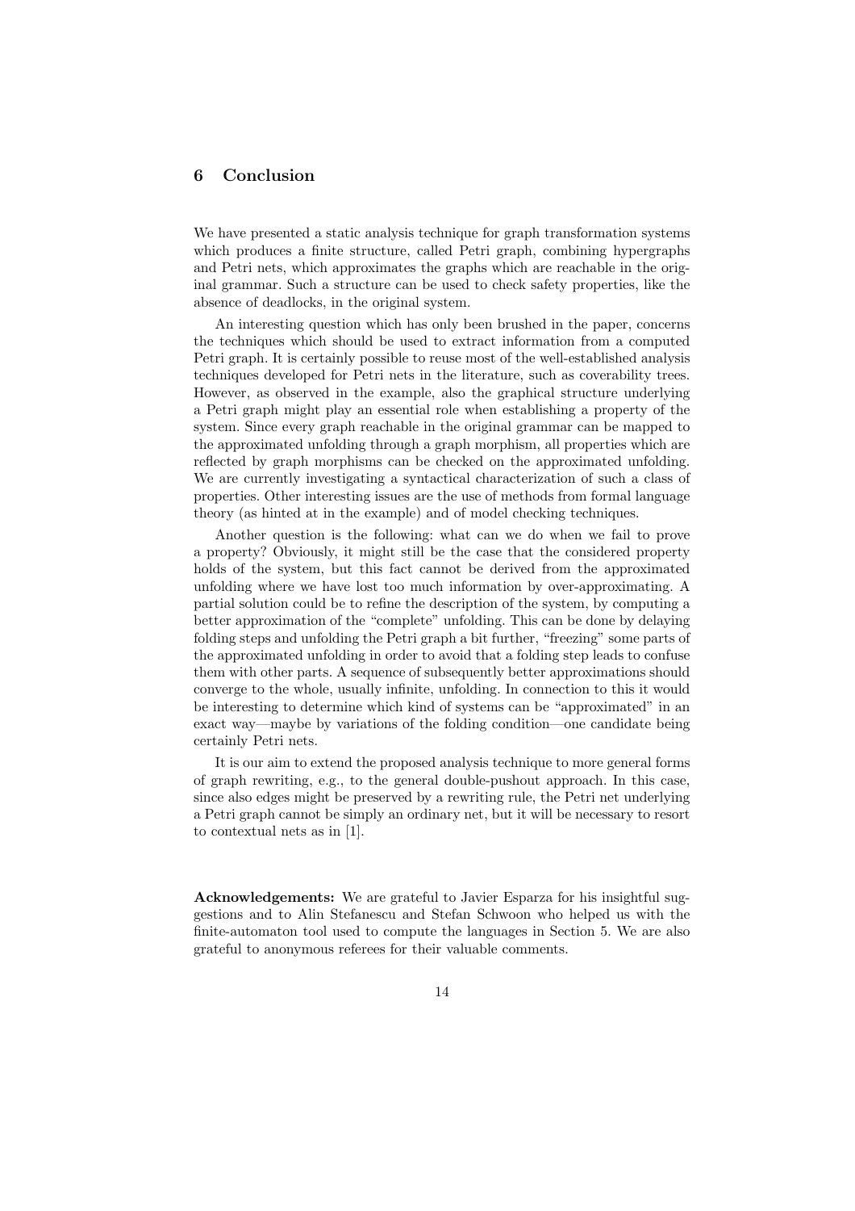## 6 Conclusion

We have presented a static analysis technique for graph transformation systems which produces a finite structure, called Petri graph, combining hypergraphs and Petri nets, which approximates the graphs which are reachable in the original grammar. Such a structure can be used to check safety properties, like the absence of deadlocks, in the original system.

An interesting question which has only been brushed in the paper, concerns the techniques which should be used to extract information from a computed Petri graph. It is certainly possible to reuse most of the well-established analysis techniques developed for Petri nets in the literature, such as coverability trees. However, as observed in the example, also the graphical structure underlying a Petri graph might play an essential role when establishing a property of the system. Since every graph reachable in the original grammar can be mapped to the approximated unfolding through a graph morphism, all properties which are reflected by graph morphisms can be checked on the approximated unfolding. We are currently investigating a syntactical characterization of such a class of properties. Other interesting issues are the use of methods from formal language theory (as hinted at in the example) and of model checking techniques.

Another question is the following: what can we do when we fail to prove a property? Obviously, it might still be the case that the considered property holds of the system, but this fact cannot be derived from the approximated unfolding where we have lost too much information by over-approximating. A partial solution could be to refine the description of the system, by computing a better approximation of the "complete" unfolding. This can be done by delaying folding steps and unfolding the Petri graph a bit further, "freezing" some parts of the approximated unfolding in order to avoid that a folding step leads to confuse them with other parts. A sequence of subsequently better approximations should converge to the whole, usually infinite, unfolding. In connection to this it would be interesting to determine which kind of systems can be "approximated" in an exact way—maybe by variations of the folding condition—one candidate being certainly Petri nets.

It is our aim to extend the proposed analysis technique to more general forms of graph rewriting, e.g., to the general double-pushout approach. In this case, since also edges might be preserved by a rewriting rule, the Petri net underlying a Petri graph cannot be simply an ordinary net, but it will be necessary to resort to contextual nets as in [1].

**Acknowledgements:** We are grateful to Javier Esparza for his insightful suggestions and to Alin Stefanescu and Stefan Schwoon who helped us with the finite-automaton tool used to compute the languages in Section 5. We are also grateful to anonymous referees for their valuable comments.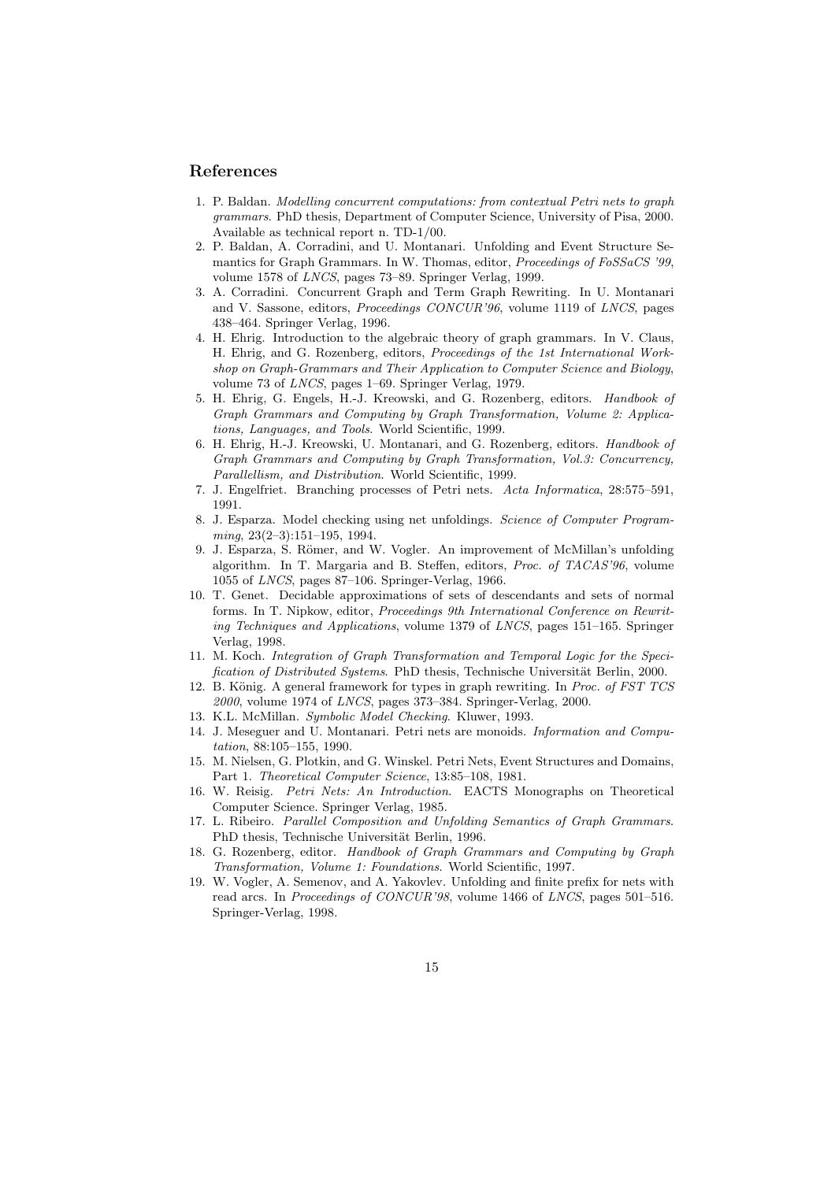## References

1. P. Baldan. *Modelling concurrent computations: from contextual Petri nets to graph grammars*. PhD thesis, Department of Computer Science, University of Pisa, 2000. Available as technical report n. TD-1/00.
2. P. Baldan, A. Corradini, and U. Montanari. Unfolding and Event Structure Semantics for Graph Grammars. In W. Thomas, editor, *Proceedings of FoSSaCS '99*, volume 1578 of *LNCS*, pages 73–89. Springer Verlag, 1999.
3. A. Corradini. Concurrent Graph and Term Graph Rewriting. In U. Montanari and V. Sassone, editors, *Proceedings CONCUR'96*, volume 1119 of *LNCS*, pages 438–464. Springer Verlag, 1996.
4. H. Ehrig. Introduction to the algebraic theory of graph grammars. In V. Claus, H. Ehrig, and G. Rozenberg, editors, *Proceedings of the 1st International Workshop on Graph-Grammars and Their Application to Computer Science and Biology*, volume 73 of *LNCS*, pages 1–69. Springer Verlag, 1979.
5. H. Ehrig, G. Engels, H.-J. Kreowski, and G. Rozenberg, editors. *Handbook of Graph Grammars and Computing by Graph Transformation, Volume 2: Applications, Languages, and Tools*. World Scientific, 1999.
6. H. Ehrig, H.-J. Kreowski, U. Montanari, and G. Rozenberg, editors. *Handbook of Graph Grammars and Computing by Graph Transformation, Vol.3: Concurrency, Parallellism, and Distribution*. World Scientific, 1999.
7. J. Engelfriet. Branching processes of Petri nets. *Acta Informatica*, 28:575–591, 1991.
8. J. Esparza. Model checking using net unfoldings. *Science of Computer Programming*, 23(2–3):151–195, 1994.
9. J. Esparza, S. Römer, and W. Vogler. An improvement of McMillan's unfolding algorithm. In T. Margaria and B. Steffen, editors, *Proc. of TACAS'96*, volume 1055 of *LNCS*, pages 87–106. Springer-Verlag, 1966.
10. T. Genet. Decidable approximations of sets of descendants and sets of normal forms. In T. Nipkow, editor, *Proceedings 9th International Conference on Rewriting Techniques and Applications*, volume 1379 of *LNCS*, pages 151–165. Springer Verlag, 1998.
11. M. Koch. *Integration of Graph Transformation and Temporal Logic for the Specification of Distributed Systems*. PhD thesis, Technische Universität Berlin, 2000.
12. B. König. A general framework for types in graph rewriting. In *Proc. of FST TCS 2000*, volume 1974 of *LNCS*, pages 373–384. Springer-Verlag, 2000.
13. K.L. McMillan. *Symbolic Model Checking*. Kluwer, 1993.
14. J. Meseguer and U. Montanari. Petri nets are monoids. *Information and Computation*, 88:105–155, 1990.
15. M. Nielsen, G. Plotkin, and G. Winskel. Petri Nets, Event Structures and Domains, Part 1. *Theoretical Computer Science*, 13:85–108, 1981.
16. W. Reisig. *Petri Nets: An Introduction*. EACTS Monographs on Theoretical Computer Science. Springer Verlag, 1985.
17. L. Ribeiro. *Parallel Composition and Unfolding Semantics of Graph Grammars*. PhD thesis, Technische Universität Berlin, 1996.
18. G. Rozenberg, editor. *Handbook of Graph Grammars and Computing by Graph Transformation, Volume 1: Foundations*. World Scientific, 1997.
19. W. Vogler, A. Semenov, and A. Yakovlev. Unfolding and finite prefix for nets with read arcs. In *Proceedings of CONCUR'98*, volume 1466 of *LNCS*, pages 501–516. Springer-Verlag, 1998.